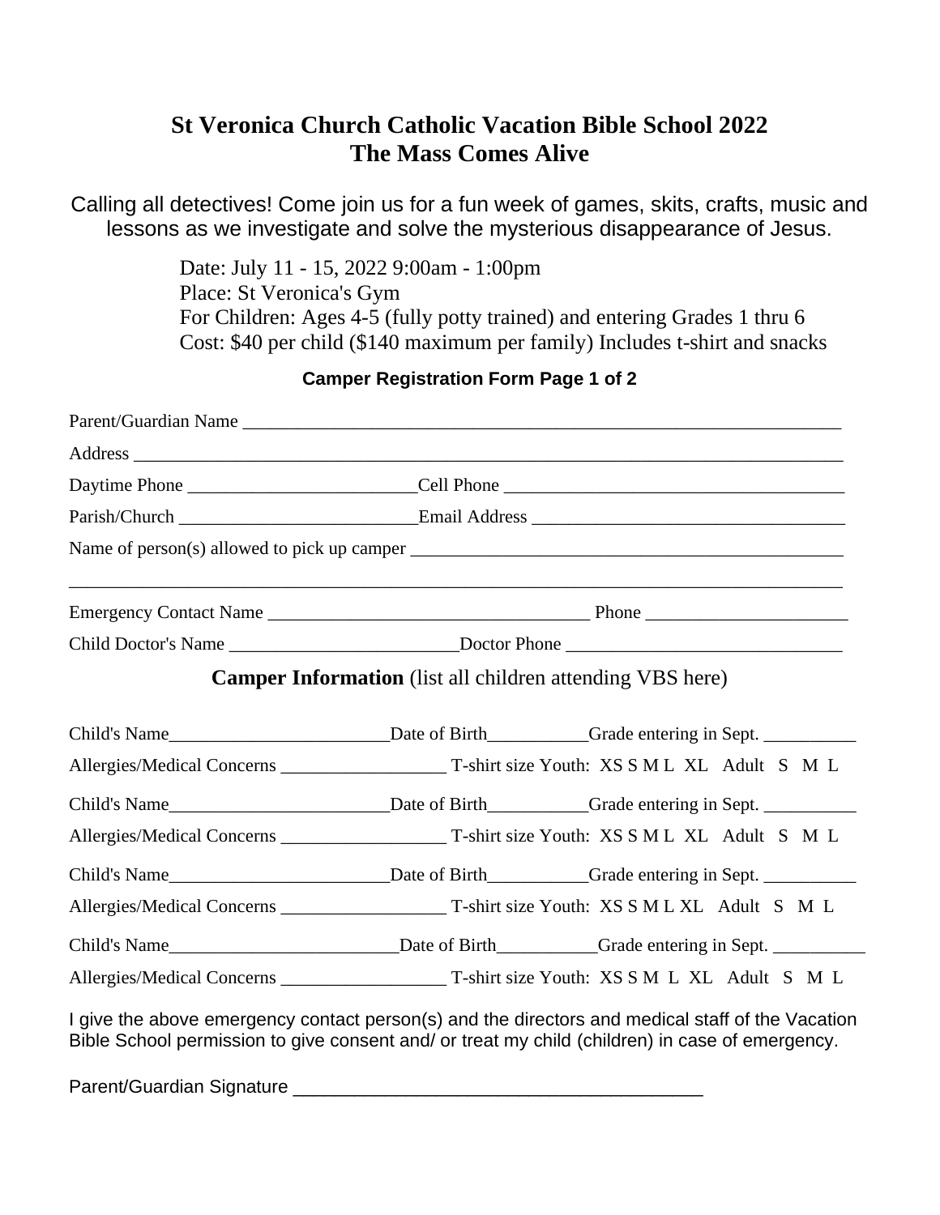# St Veronica Church Catholic Vacation Bible School 2022
# The Mass Comes Alive

Calling all detectives! Come join us for a fun week of games, skits, crafts, music and lessons as we investigate and solve the mysterious disappearance of Jesus.

Date: July 11 - 15, 2022 9:00am - 1:00pm
Place: St Veronica's Gym
For Children: Ages 4-5 (fully potty trained) and entering Grades 1 thru 6
Cost: $40 per child ($140 maximum per family) Includes t-shirt and snacks

**Camper Registration Form Page 1 of 2**

Parent/Guardian Name ____________________________________________________________________

Address ________________________________________________________________________________

Daytime Phone ________________________Cell Phone ____________________________________

Parish/Church __________________________Email Address __________________________________

Name of person(s) allowed to pick up camper _______________________________________________

_______________________________________________________________________________________

Emergency Contact Name ____________________________________ Phone _____________________

Child Doctor's Name ________________________Doctor Phone _____________________________

## Camper Information (list all children attending VBS here)

Child's Name________________________Date of Birth__________Grade entering in Sept. __________

Allergies/Medical Concerns __________________ T-shirt size Youth: XS S M L XL Adult S M L

Child's Name________________________Date of Birth__________Grade entering in Sept. __________

Allergies/Medical Concerns __________________ T-shirt size Youth: XS S M L XL Adult S M L

Child's Name________________________Date of Birth__________Grade entering in Sept. __________

Allergies/Medical Concerns __________________ T-shirt size Youth: XS S M L XL Adult S M L

Child's Name________________________Date of Birth__________Grade entering in Sept. __________

Allergies/Medical Concerns __________________ T-shirt size Youth: XS S M L XL Adult S M L

I give the above emergency contact person(s) and the directors and medical staff of the Vacation Bible School permission to give consent and/ or treat my child (children) in case of emergency.

Parent/Guardian Signature ________________________________________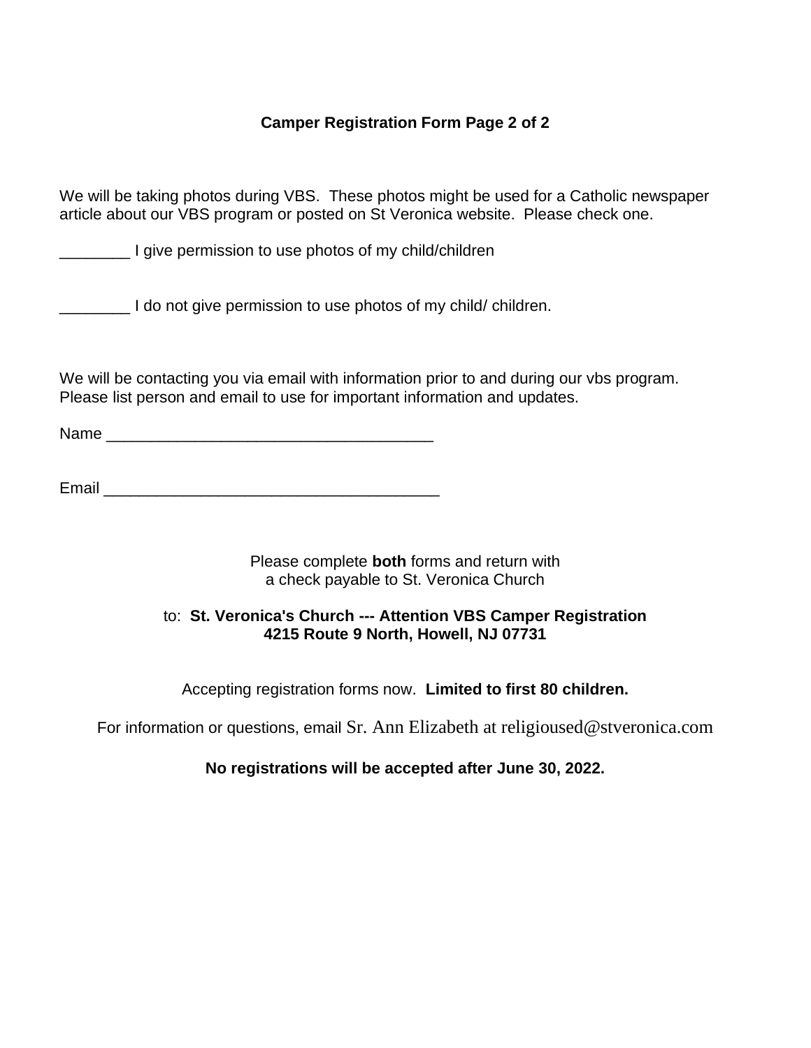**Camper Registration Form Page 2 of 2**

We will be taking photos during VBS. These photos might be used for a Catholic newspaper article about our VBS program or posted on St Veronica website. Please check one.

________ I give permission to use photos of my child/children

________ I do not give permission to use photos of my child/ children.

We will be contacting you via email with information prior to and during our vbs program. Please list person and email to use for important information and updates.

Name ______________________________________

Email _______________________________________

Please complete **both** forms and return with a check payable to St. Veronica Church

to: **St. Veronica's Church --- Attention VBS Camper Registration 4215 Route 9 North, Howell, NJ 07731**

Accepting registration forms now. **Limited to first 80 children.**

For information or questions, email Sr. Ann Elizabeth at religioused@stveronica.com

**No registrations will be accepted after June 30, 2022.**